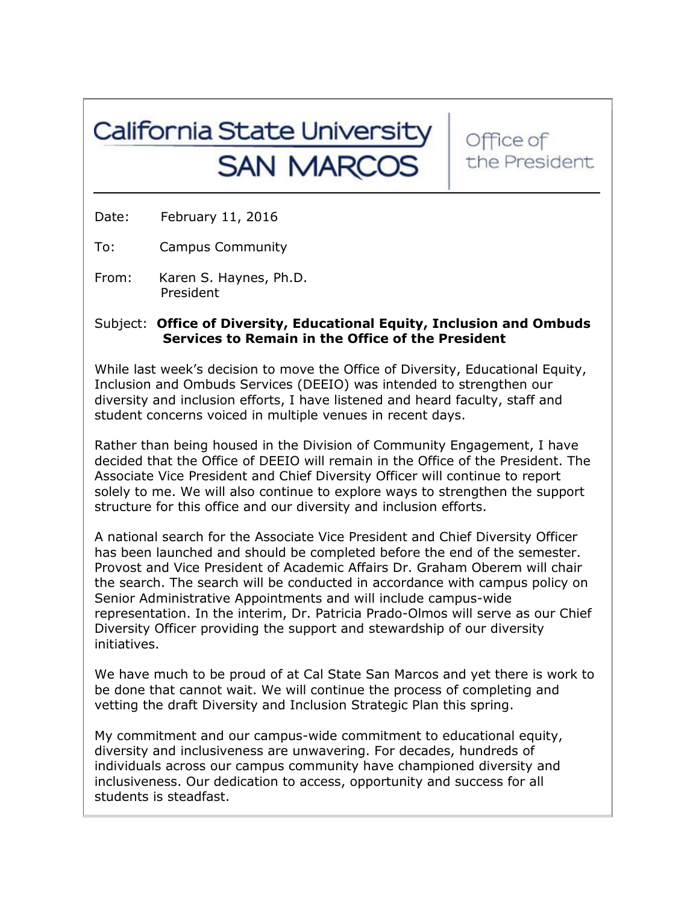California State University
SAN MARCOS

Office of the President

Date: February 11, 2016

To: Campus Community

From: Karen S. Haynes, Ph.D.
President

Subject: **Office of Diversity, Educational Equity, Inclusion and Ombuds Services to Remain in the Office of the President**

While last week's decision to move the Office of Diversity, Educational Equity, Inclusion and Ombuds Services (DEEIO) was intended to strengthen our diversity and inclusion efforts, I have listened and heard faculty, staff and student concerns voiced in multiple venues in recent days.

Rather than being housed in the Division of Community Engagement, I have decided that the Office of DEEIO will remain in the Office of the President. The Associate Vice President and Chief Diversity Officer will continue to report solely to me. We will also continue to explore ways to strengthen the support structure for this office and our diversity and inclusion efforts.

A national search for the Associate Vice President and Chief Diversity Officer has been launched and should be completed before the end of the semester. Provost and Vice President of Academic Affairs Dr. Graham Oberem will chair the search. The search will be conducted in accordance with campus policy on Senior Administrative Appointments and will include campus-wide representation. In the interim, Dr. Patricia Prado-Olmos will serve as our Chief Diversity Officer providing the support and stewardship of our diversity initiatives.

We have much to be proud of at Cal State San Marcos and yet there is work to be done that cannot wait. We will continue the process of completing and vetting the draft Diversity and Inclusion Strategic Plan this spring.

My commitment and our campus-wide commitment to educational equity, diversity and inclusiveness are unwavering. For decades, hundreds of individuals across our campus community have championed diversity and inclusiveness. Our dedication to access, opportunity and success for all students is steadfast.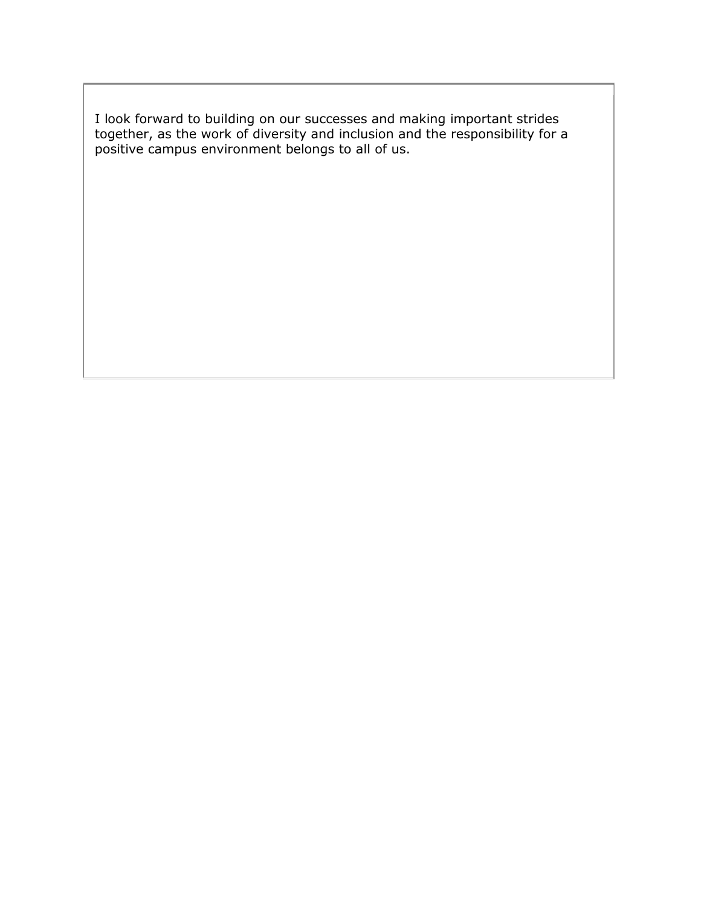I look forward to building on our successes and making important strides together, as the work of diversity and inclusion and the responsibility for a positive campus environment belongs to all of us.